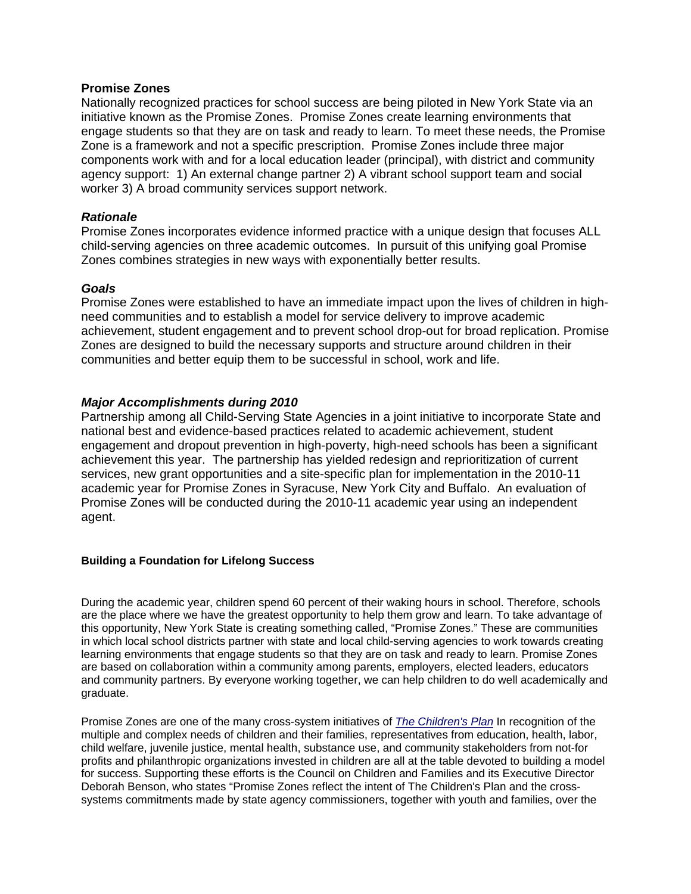**Promise Zones**

Nationally recognized practices for school success are being piloted in New York State via an initiative known as the Promise Zones. Promise Zones create learning environments that engage students so that they are on task and ready to learn. To meet these needs, the Promise Zone is a framework and not a specific prescription. Promise Zones include three major components work with and for a local education leader (principal), with district and community agency support: 1) An external change partner 2) A vibrant school support team and social worker 3) A broad community services support network.

***Rationale***

Promise Zones incorporates evidence informed practice with a unique design that focuses ALL child-serving agencies on three academic outcomes. In pursuit of this unifying goal Promise Zones combines strategies in new ways with exponentially better results.

***Goals***

Promise Zones were established to have an immediate impact upon the lives of children in high-need communities and to establish a model for service delivery to improve academic achievement, student engagement and to prevent school drop-out for broad replication. Promise Zones are designed to build the necessary supports and structure around children in their communities and better equip them to be successful in school, work and life.

***Major Accomplishments during 2010***

Partnership among all Child-Serving State Agencies in a joint initiative to incorporate State and national best and evidence-based practices related to academic achievement, student engagement and dropout prevention in high-poverty, high-need schools has been a significant achievement this year. The partnership has yielded redesign and reprioritization of current services, new grant opportunities and a site-specific plan for implementation in the 2010-11 academic year for Promise Zones in Syracuse, New York City and Buffalo. An evaluation of Promise Zones will be conducted during the 2010-11 academic year using an independent agent.

**Building a Foundation for Lifelong Success**

During the academic year, children spend 60 percent of their waking hours in school. Therefore, schools are the place where we have the greatest opportunity to help them grow and learn. To take advantage of this opportunity, New York State is creating something called, "Promise Zones." These are communities in which local school districts partner with state and local child-serving agencies to work towards creating learning environments that engage students so that they are on task and ready to learn. Promise Zones are based on collaboration within a community among parents, employers, elected leaders, educators and community partners. By everyone working together, we can help children to do well academically and graduate.

Promise Zones are one of the many cross-system initiatives of *The Children's Plan* In recognition of the multiple and complex needs of children and their families, representatives from education, health, labor, child welfare, juvenile justice, mental health, substance use, and community stakeholders from not-for profits and philanthropic organizations invested in children are all at the table devoted to building a model for success. Supporting these efforts is the Council on Children and Families and its Executive Director Deborah Benson, who states "Promise Zones reflect the intent of The Children's Plan and the cross-systems commitments made by state agency commissioners, together with youth and families, over the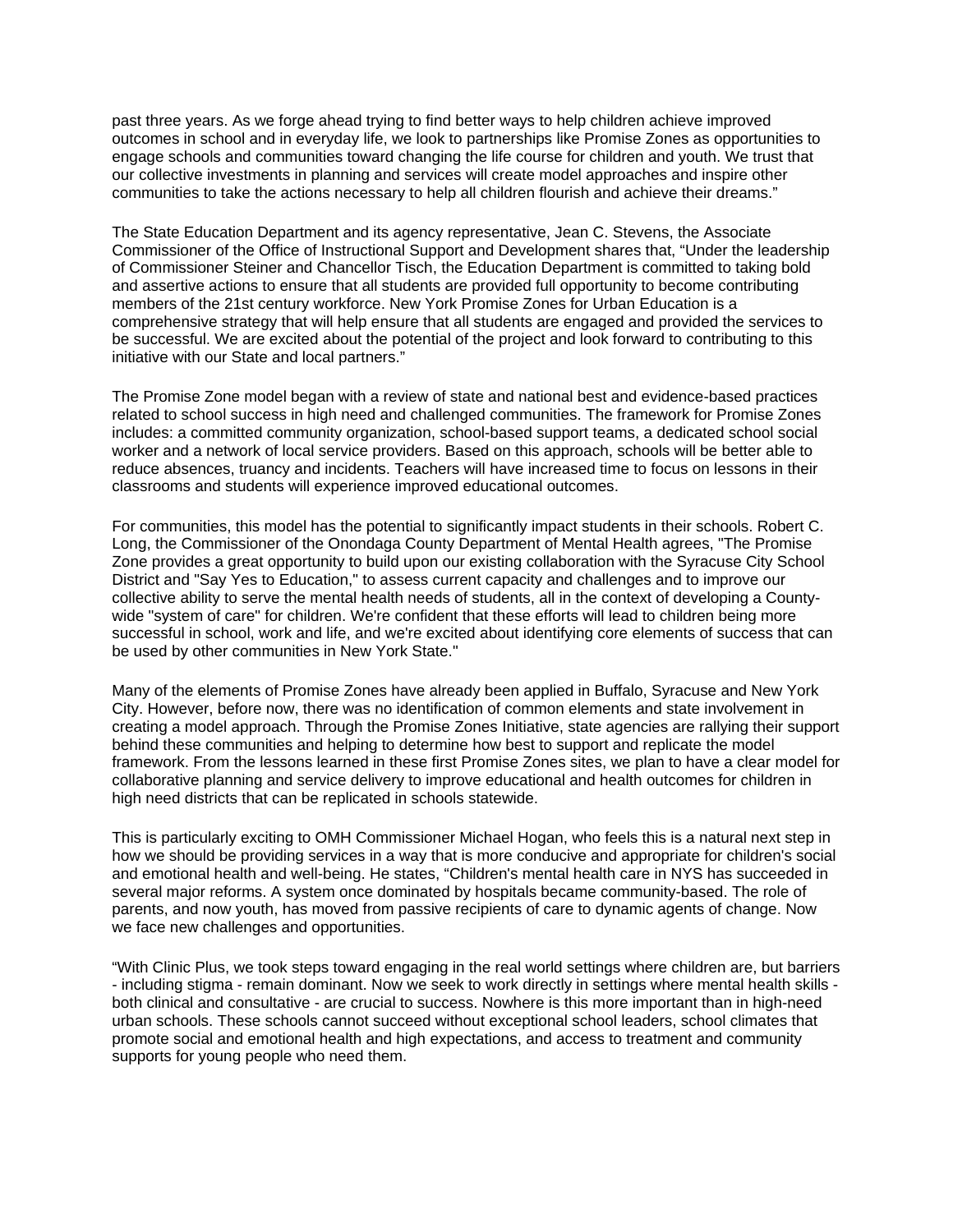past three years. As we forge ahead trying to find better ways to help children achieve improved outcomes in school and in everyday life, we look to partnerships like Promise Zones as opportunities to engage schools and communities toward changing the life course for children and youth. We trust that our collective investments in planning and services will create model approaches and inspire other communities to take the actions necessary to help all children flourish and achieve their dreams."

The State Education Department and its agency representative, Jean C. Stevens, the Associate Commissioner of the Office of Instructional Support and Development shares that, "Under the leadership of Commissioner Steiner and Chancellor Tisch, the Education Department is committed to taking bold and assertive actions to ensure that all students are provided full opportunity to become contributing members of the 21st century workforce. New York Promise Zones for Urban Education is a comprehensive strategy that will help ensure that all students are engaged and provided the services to be successful. We are excited about the potential of the project and look forward to contributing to this initiative with our State and local partners."

The Promise Zone model began with a review of state and national best and evidence-based practices related to school success in high need and challenged communities. The framework for Promise Zones includes: a committed community organization, school-based support teams, a dedicated school social worker and a network of local service providers. Based on this approach, schools will be better able to reduce absences, truancy and incidents. Teachers will have increased time to focus on lessons in their classrooms and students will experience improved educational outcomes.

For communities, this model has the potential to significantly impact students in their schools. Robert C. Long, the Commissioner of the Onondaga County Department of Mental Health agrees, "The Promise Zone provides a great opportunity to build upon our existing collaboration with the Syracuse City School District and "Say Yes to Education," to assess current capacity and challenges and to improve our collective ability to serve the mental health needs of students, all in the context of developing a County-wide "system of care" for children. We're confident that these efforts will lead to children being more successful in school, work and life, and we're excited about identifying core elements of success that can be used by other communities in New York State."

Many of the elements of Promise Zones have already been applied in Buffalo, Syracuse and New York City. However, before now, there was no identification of common elements and state involvement in creating a model approach. Through the Promise Zones Initiative, state agencies are rallying their support behind these communities and helping to determine how best to support and replicate the model framework. From the lessons learned in these first Promise Zones sites, we plan to have a clear model for collaborative planning and service delivery to improve educational and health outcomes for children in high need districts that can be replicated in schools statewide.

This is particularly exciting to OMH Commissioner Michael Hogan, who feels this is a natural next step in how we should be providing services in a way that is more conducive and appropriate for children's social and emotional health and well-being. He states, "Children's mental health care in NYS has succeeded in several major reforms. A system once dominated by hospitals became community-based. The role of parents, and now youth, has moved from passive recipients of care to dynamic agents of change. Now we face new challenges and opportunities.

"With Clinic Plus, we took steps toward engaging in the real world settings where children are, but barriers - including stigma - remain dominant. Now we seek to work directly in settings where mental health skills - both clinical and consultative - are crucial to success. Nowhere is this more important than in high-need urban schools. These schools cannot succeed without exceptional school leaders, school climates that promote social and emotional health and high expectations, and access to treatment and community supports for young people who need them.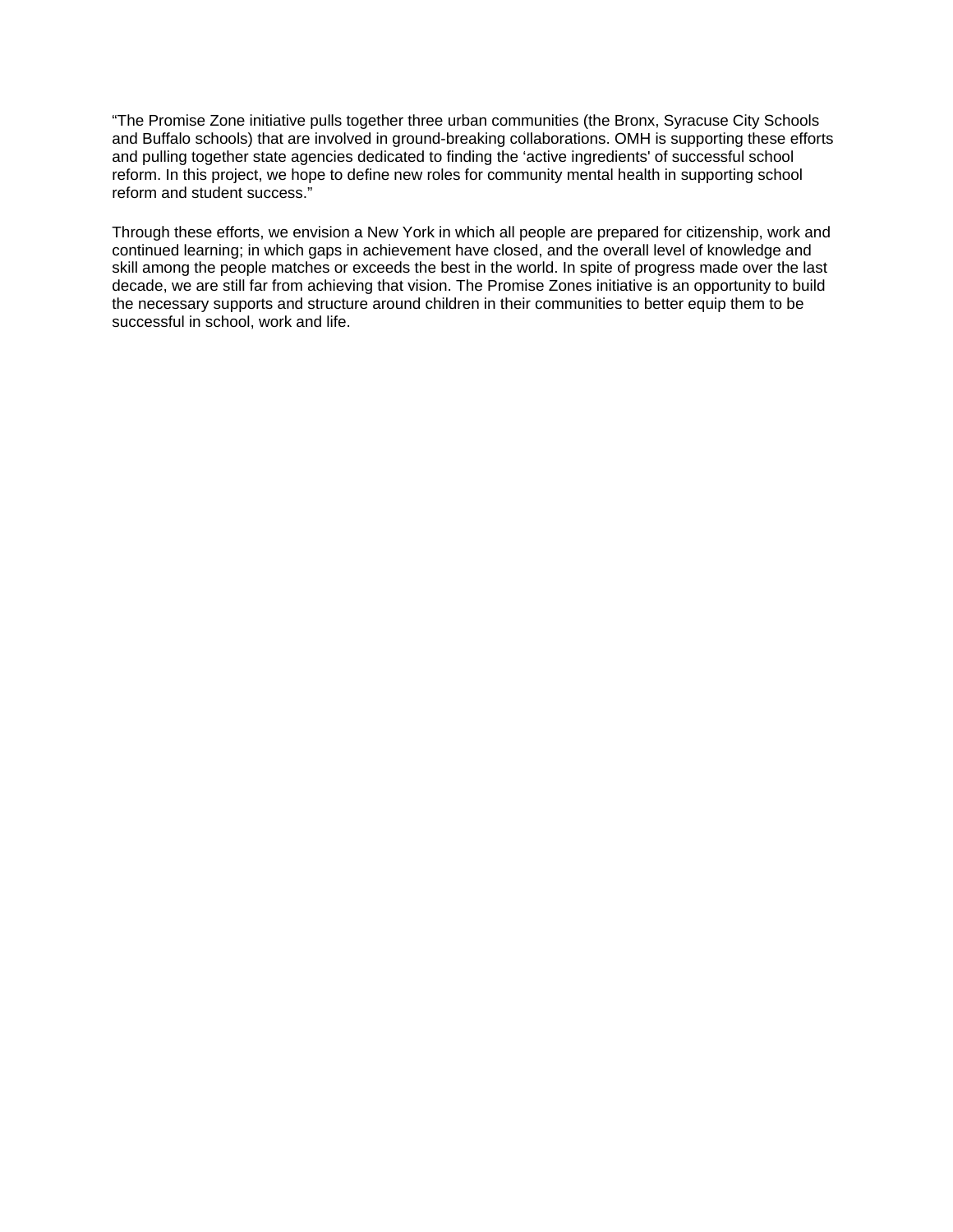"The Promise Zone initiative pulls together three urban communities (the Bronx, Syracuse City Schools and Buffalo schools) that are involved in ground-breaking collaborations. OMH is supporting these efforts and pulling together state agencies dedicated to finding the 'active ingredients' of successful school reform. In this project, we hope to define new roles for community mental health in supporting school reform and student success."

Through these efforts, we envision a New York in which all people are prepared for citizenship, work and continued learning; in which gaps in achievement have closed, and the overall level of knowledge and skill among the people matches or exceeds the best in the world. In spite of progress made over the last decade, we are still far from achieving that vision. The Promise Zones initiative is an opportunity to build the necessary supports and structure around children in their communities to better equip them to be successful in school, work and life.